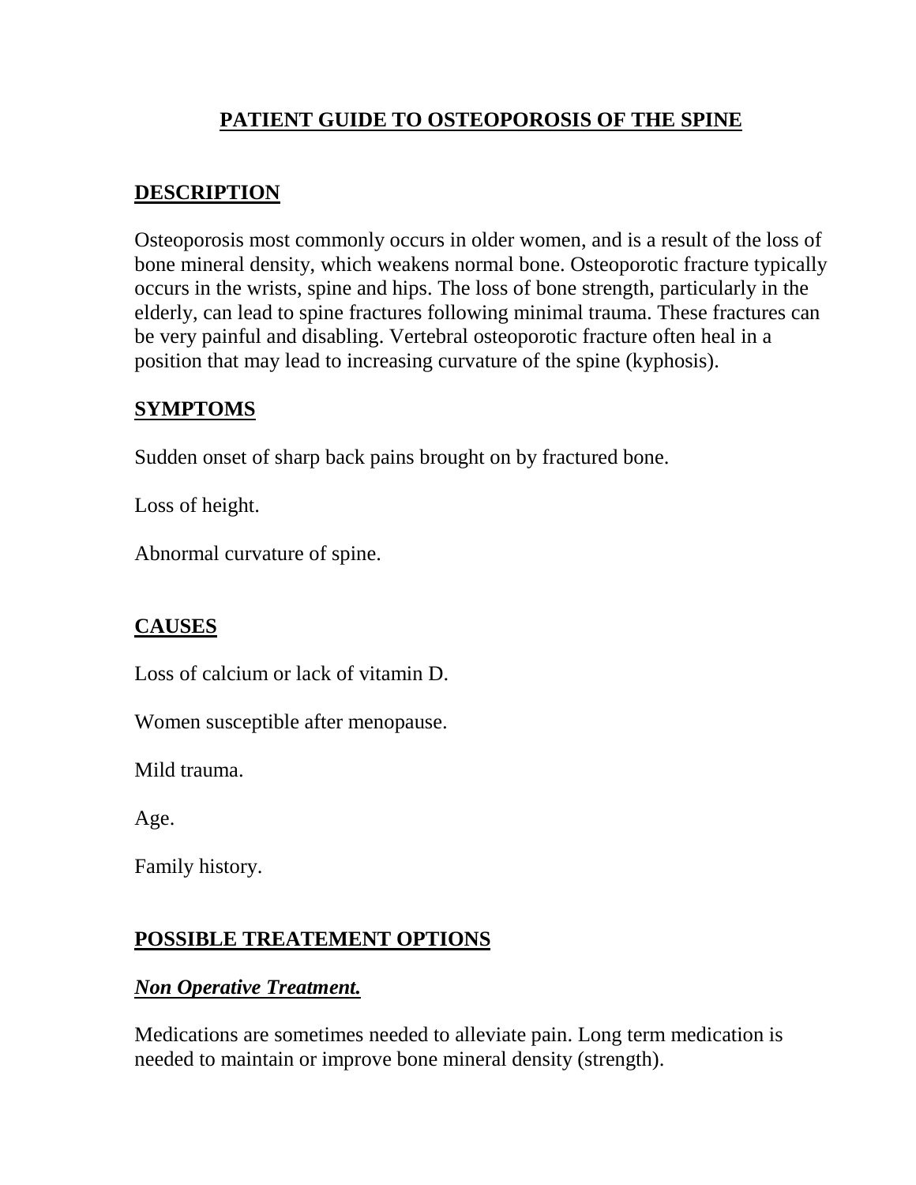# PATIENT GUIDE TO OSTEOPOROSIS OF THE SPINE

## DESCRIPTION

Osteoporosis most commonly occurs in older women, and is a result of the loss of bone mineral density, which weakens normal bone. Osteoporotic fracture typically occurs in the wrists, spine and hips. The loss of bone strength, particularly in the elderly, can lead to spine fractures following minimal trauma. These fractures can be very painful and disabling. Vertebral osteoporotic fracture often heal in a position that may lead to increasing curvature of the spine (kyphosis).

## SYMPTOMS

Sudden onset of sharp back pains brought on by fractured bone.

Loss of height.

Abnormal curvature of spine.

## CAUSES

Loss of calcium or lack of vitamin D.

Women susceptible after menopause.

Mild trauma.

Age.

Family history.

## POSSIBLE TREATEMENT OPTIONS

### *Non Operative Treatment.*

Medications are sometimes needed to alleviate pain. Long term medication is needed to maintain or improve bone mineral density (strength).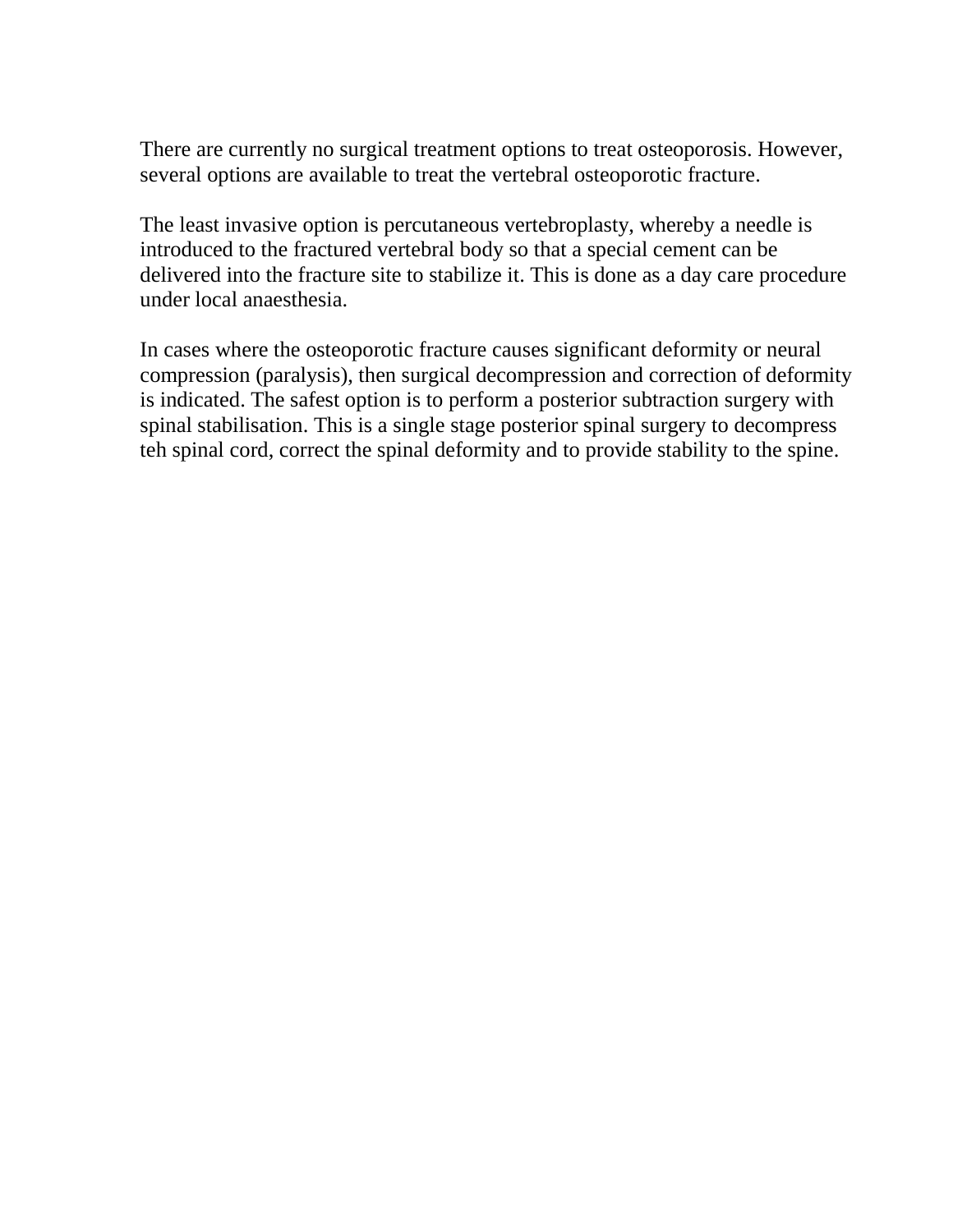There are currently no surgical treatment options to treat osteoporosis. However, several options are available to treat the vertebral osteoporotic fracture.

The least invasive option is percutaneous vertebroplasty, whereby a needle is introduced to the fractured vertebral body so that a special cement can be delivered into the fracture site to stabilize it. This is done as a day care procedure under local anaesthesia.

In cases where the osteoporotic fracture causes significant deformity or neural compression (paralysis), then surgical decompression and correction of deformity is indicated. The safest option is to perform a posterior subtraction surgery with spinal stabilisation. This is a single stage posterior spinal surgery to decompress teh spinal cord, correct the spinal deformity and to provide stability to the spine.